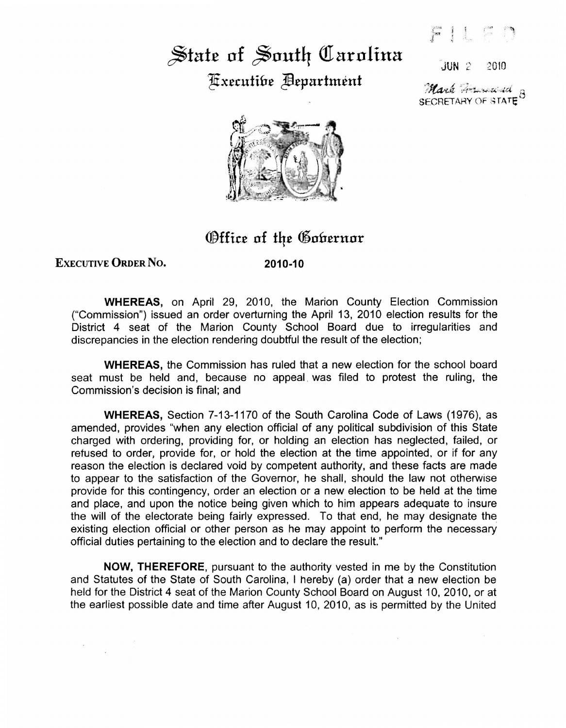# State of South Carolina

## Executive Department

FILED

JUN 2 2010

Mark Hammond
SECRETARY OF STATE

## Office of the Governor

**EXECUTIVE ORDER NO.** **2010-10**

**WHEREAS,** on April 29, 2010, the Marion County Election Commission ("Commission") issued an order overturning the April 13, 2010 election results for the District 4 seat of the Marion County School Board due to irregularities and discrepancies in the election rendering doubtful the result of the election;

**WHEREAS,** the Commission has ruled that a new election for the school board seat must be held and, because no appeal was filed to protest the ruling, the Commission's decision is final; and

**WHEREAS,** Section 7-13-1170 of the South Carolina Code of Laws (1976), as amended, provides "when any election official of any political subdivision of this State charged with ordering, providing for, or holding an election has neglected, failed, or refused to order, provide for, or hold the election at the time appointed, or if for any reason the election is declared void by competent authority, and these facts are made to appear to the satisfaction of the Governor, he shall, should the law not otherwise provide for this contingency, order an election or a new election to be held at the time and place, and upon the notice being given which to him appears adequate to insure the will of the electorate being fairly expressed. To that end, he may designate the existing election official or other person as he may appoint to perform the necessary official duties pertaining to the election and to declare the result."

**NOW, THEREFORE**, pursuant to the authority vested in me by the Constitution and Statutes of the State of South Carolina, I hereby (a) order that a new election be held for the District 4 seat of the Marion County School Board on August 10, 2010, or at the earliest possible date and time after August 10, 2010, as is permitted by the United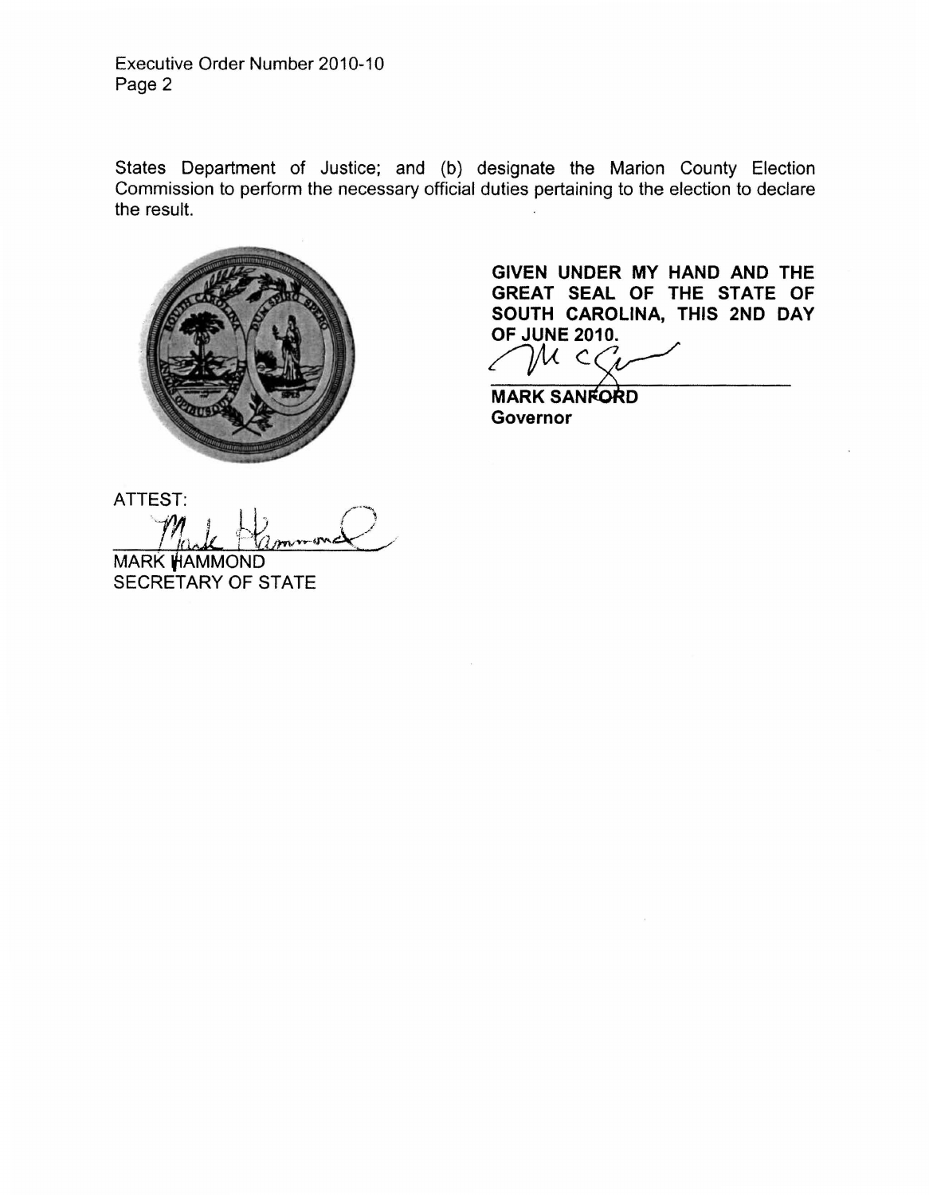States Department of Justice; and (b) designate the Marion County Election Commission to perform the necessary official duties pertaining to the election to declare the result.

**GIVEN UNDER MY HAND AND THE GREAT SEAL OF THE STATE OF SOUTH CAROLINA, THIS 2ND DAY OF JUNE 2010.**

**MARK SANFORD**
**Governor**

ATTEST:

MARK HAMMOND
SECRETARY OF STATE